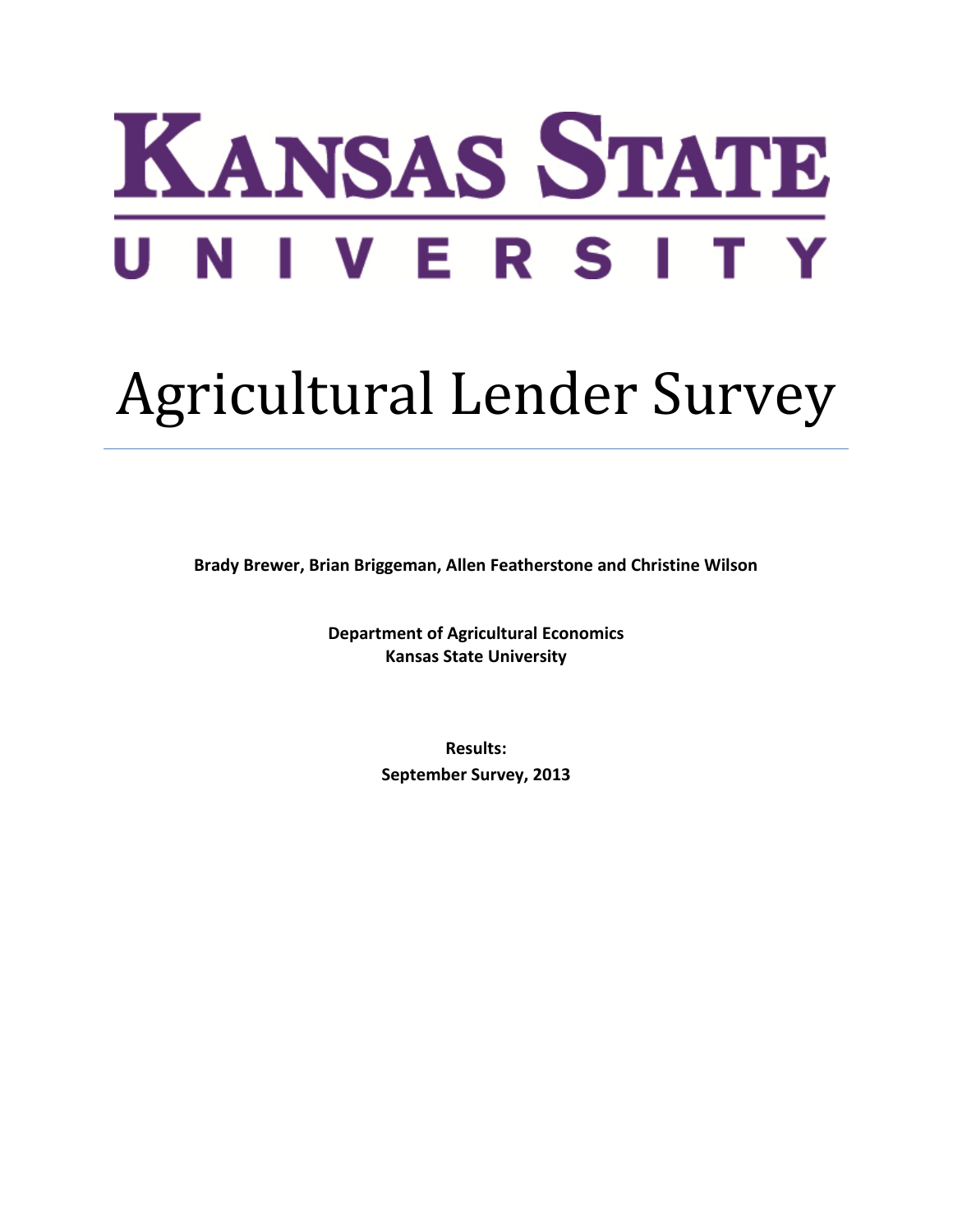# KANSAS STATE UNIVERSITY

# Agricultural Lender Survey

**Brady Brewer, Brian Briggeman, Allen Featherstone and Christine Wilson**

**Department of Agricultural Economics**
**Kansas State University**

**Results:**
**September Survey, 2013**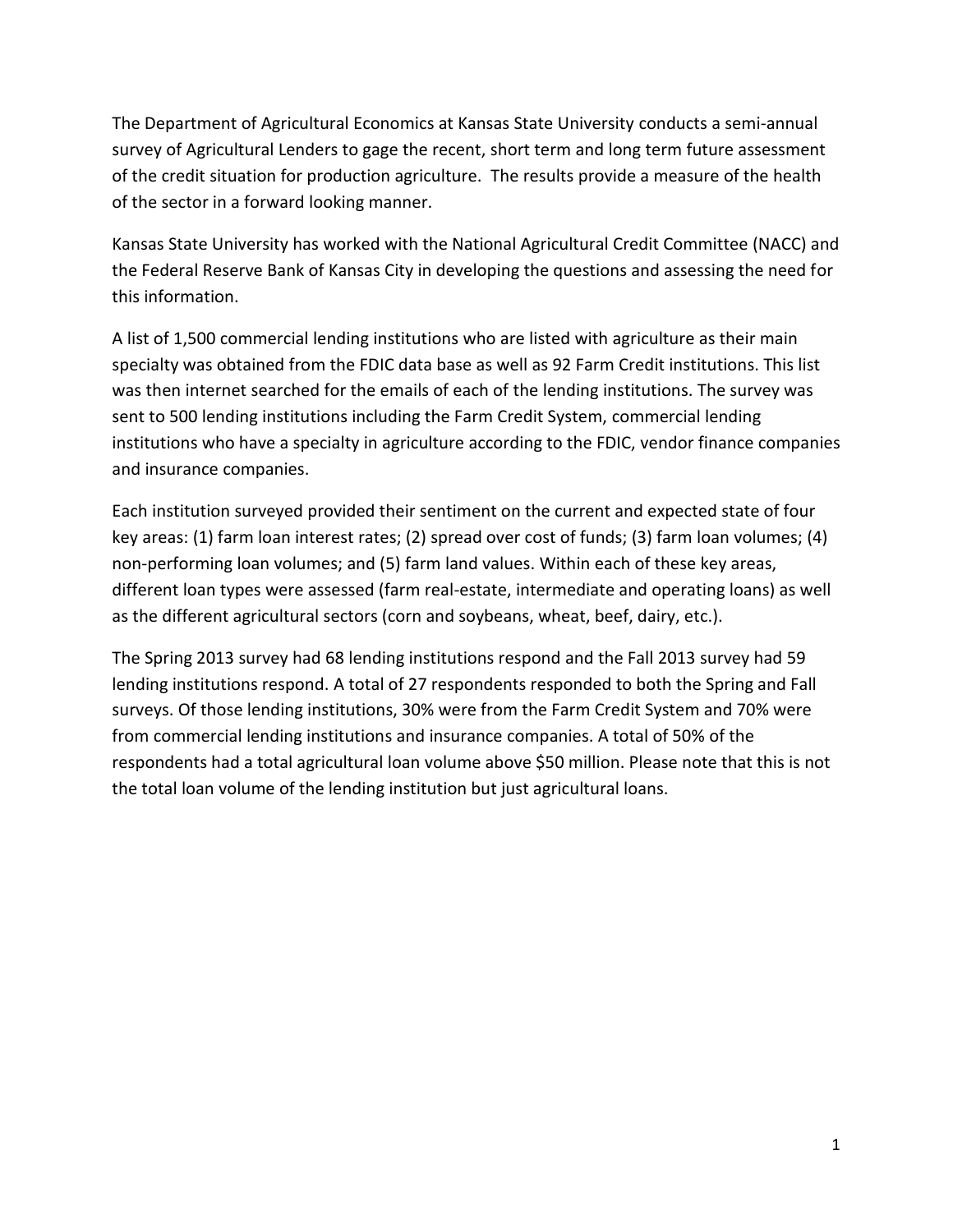The Department of Agricultural Economics at Kansas State University conducts a semi-annual survey of Agricultural Lenders to gage the recent, short term and long term future assessment of the credit situation for production agriculture. The results provide a measure of the health of the sector in a forward looking manner.

Kansas State University has worked with the National Agricultural Credit Committee (NACC) and the Federal Reserve Bank of Kansas City in developing the questions and assessing the need for this information.

A list of 1,500 commercial lending institutions who are listed with agriculture as their main specialty was obtained from the FDIC data base as well as 92 Farm Credit institutions. This list was then internet searched for the emails of each of the lending institutions. The survey was sent to 500 lending institutions including the Farm Credit System, commercial lending institutions who have a specialty in agriculture according to the FDIC, vendor finance companies and insurance companies.

Each institution surveyed provided their sentiment on the current and expected state of four key areas: (1) farm loan interest rates; (2) spread over cost of funds; (3) farm loan volumes; (4) non-performing loan volumes; and (5) farm land values. Within each of these key areas, different loan types were assessed (farm real-estate, intermediate and operating loans) as well as the different agricultural sectors (corn and soybeans, wheat, beef, dairy, etc.).

The Spring 2013 survey had 68 lending institutions respond and the Fall 2013 survey had 59 lending institutions respond. A total of 27 respondents responded to both the Spring and Fall surveys. Of those lending institutions, 30% were from the Farm Credit System and 70% were from commercial lending institutions and insurance companies. A total of 50% of the respondents had a total agricultural loan volume above $50 million. Please note that this is not the total loan volume of the lending institution but just agricultural loans.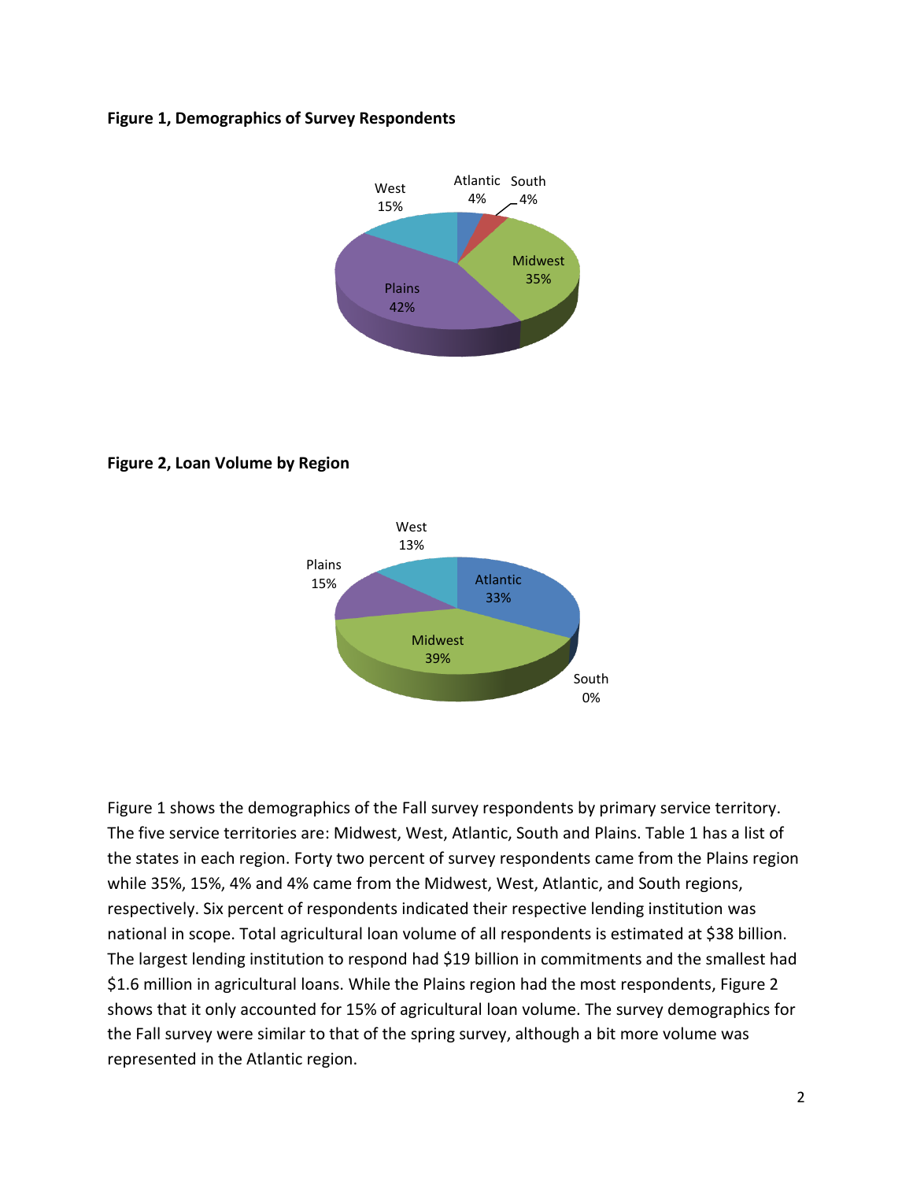**Figure 1, Demographics of Survey Respondents**

**Figure 2, Loan Volume by Region**

Figure 1 shows the demographics of the Fall survey respondents by primary service territory. The five service territories are: Midwest, West, Atlantic, South and Plains. Table 1 has a list of the states in each region. Forty two percent of survey respondents came from the Plains region while 35%, 15%, 4% and 4% came from the Midwest, West, Atlantic, and South regions, respectively. Six percent of respondents indicated their respective lending institution was national in scope. Total agricultural loan volume of all respondents is estimated at $38 billion. The largest lending institution to respond had $19 billion in commitments and the smallest had $1.6 million in agricultural loans. While the Plains region had the most respondents, Figure 2 shows that it only accounted for 15% of agricultural loan volume. The survey demographics for the Fall survey were similar to that of the spring survey, although a bit more volume was represented in the Atlantic region.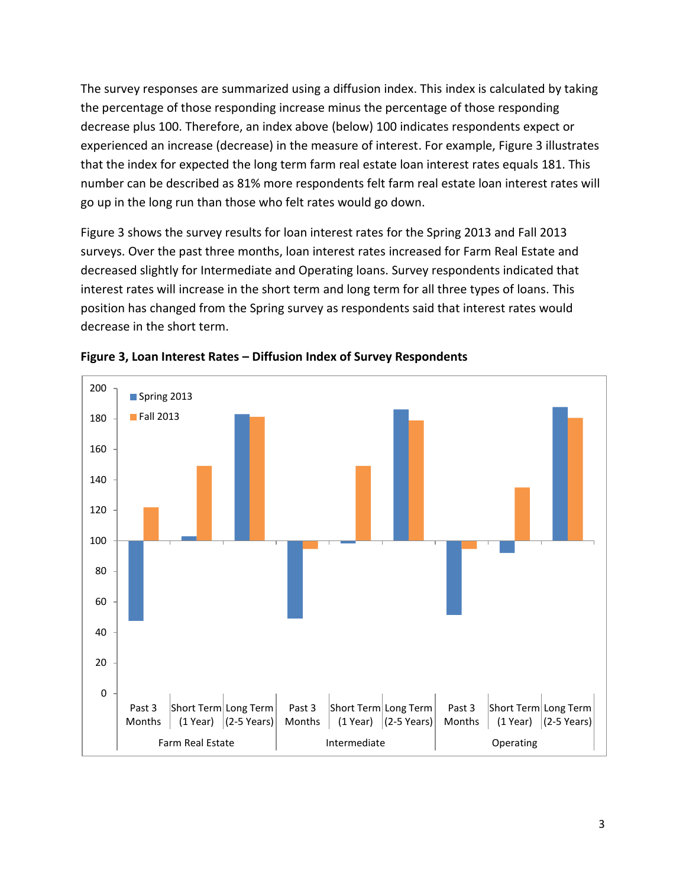The survey responses are summarized using a diffusion index. This index is calculated by taking the percentage of those responding increase minus the percentage of those responding decrease plus 100. Therefore, an index above (below) 100 indicates respondents expect or experienced an increase (decrease) in the measure of interest. For example, Figure 3 illustrates that the index for expected the long term farm real estate loan interest rates equals 181. This number can be described as 81% more respondents felt farm real estate loan interest rates will go up in the long run than those who felt rates would go down.

Figure 3 shows the survey results for loan interest rates for the Spring 2013 and Fall 2013 surveys. Over the past three months, loan interest rates increased for Farm Real Estate and decreased slightly for Intermediate and Operating loans. Survey respondents indicated that interest rates will increase in the short term and long term for all three types of loans. This position has changed from the Spring survey as respondents said that interest rates would decrease in the short term.

**Figure 3, Loan Interest Rates – Diffusion Index of Survey Respondents**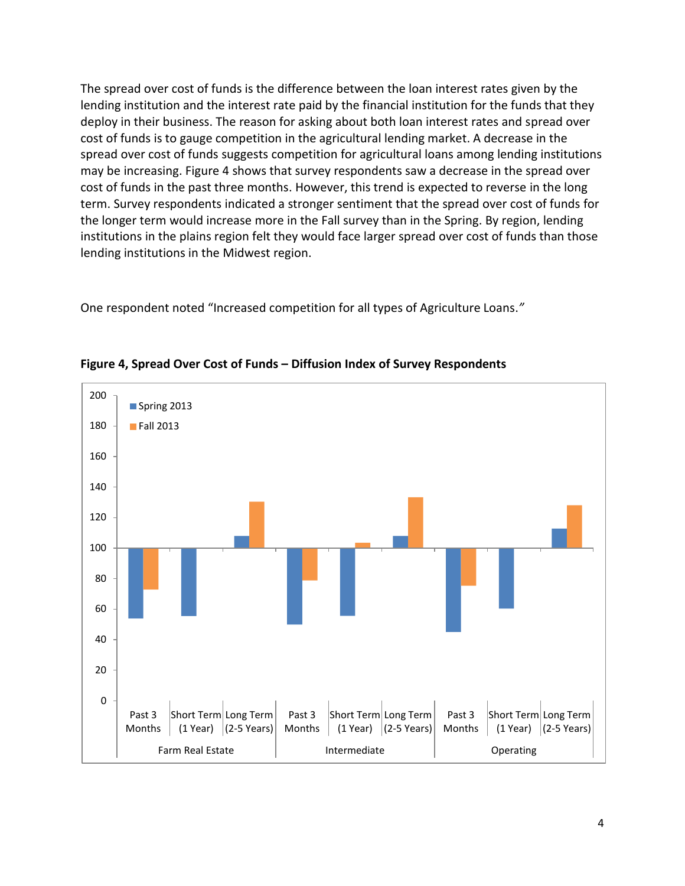The spread over cost of funds is the difference between the loan interest rates given by the lending institution and the interest rate paid by the financial institution for the funds that they deploy in their business. The reason for asking about both loan interest rates and spread over cost of funds is to gauge competition in the agricultural lending market. A decrease in the spread over cost of funds suggests competition for agricultural loans among lending institutions may be increasing. Figure 4 shows that survey respondents saw a decrease in the spread over cost of funds in the past three months. However, this trend is expected to reverse in the long term. Survey respondents indicated a stronger sentiment that the spread over cost of funds for the longer term would increase more in the Fall survey than in the Spring. By region, lending institutions in the plains region felt they would face larger spread over cost of funds than those lending institutions in the Midwest region.

One respondent noted “Increased competition for all types of Agriculture Loans.”

**Figure 4, Spread Over Cost of Funds – Diffusion Index of Survey Respondents**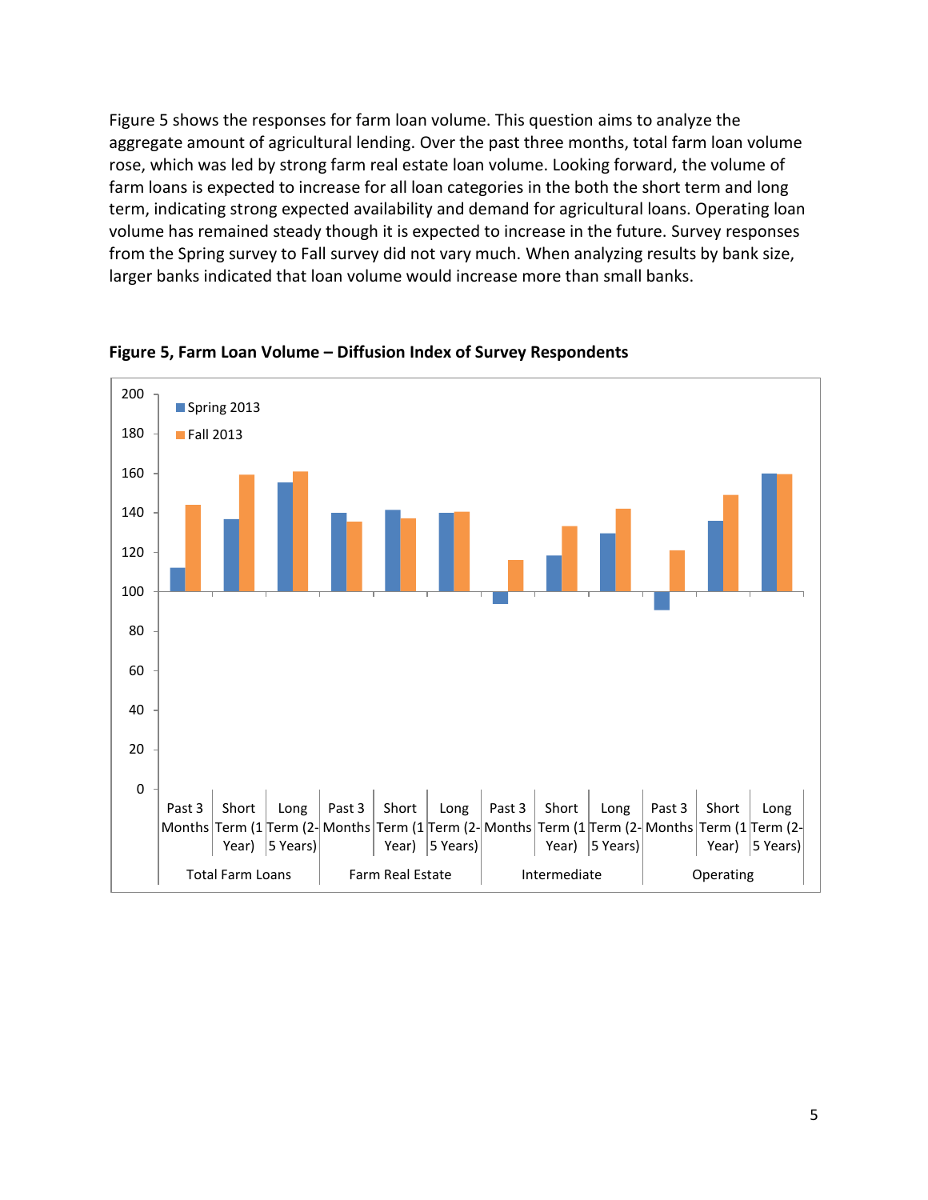Figure 5 shows the responses for farm loan volume. This question aims to analyze the aggregate amount of agricultural lending. Over the past three months, total farm loan volume rose, which was led by strong farm real estate loan volume. Looking forward, the volume of farm loans is expected to increase for all loan categories in the both the short term and long term, indicating strong expected availability and demand for agricultural loans. Operating loan volume has remained steady though it is expected to increase in the future. Survey responses from the Spring survey to Fall survey did not vary much. When analyzing results by bank size, larger banks indicated that loan volume would increase more than small banks.

**Figure 5, Farm Loan Volume – Diffusion Index of Survey Respondents**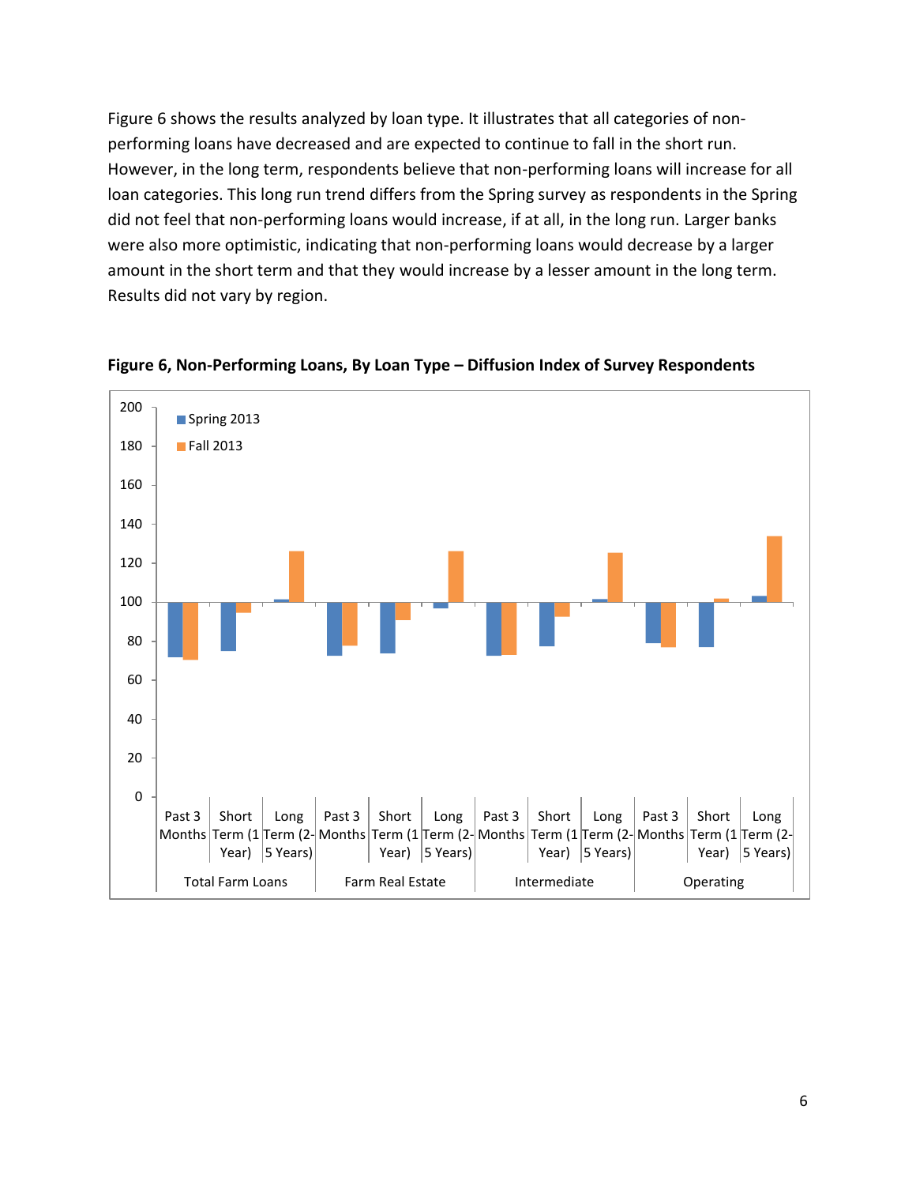Figure 6 shows the results analyzed by loan type. It illustrates that all categories of non-performing loans have decreased and are expected to continue to fall in the short run. However, in the long term, respondents believe that non-performing loans will increase for all loan categories. This long run trend differs from the Spring survey as respondents in the Spring did not feel that non-performing loans would increase, if at all, in the long run. Larger banks were also more optimistic, indicating that non-performing loans would decrease by a larger amount in the short term and that they would increase by a lesser amount in the long term. Results did not vary by region.

**Figure 6, Non-Performing Loans, By Loan Type – Diffusion Index of Survey Respondents**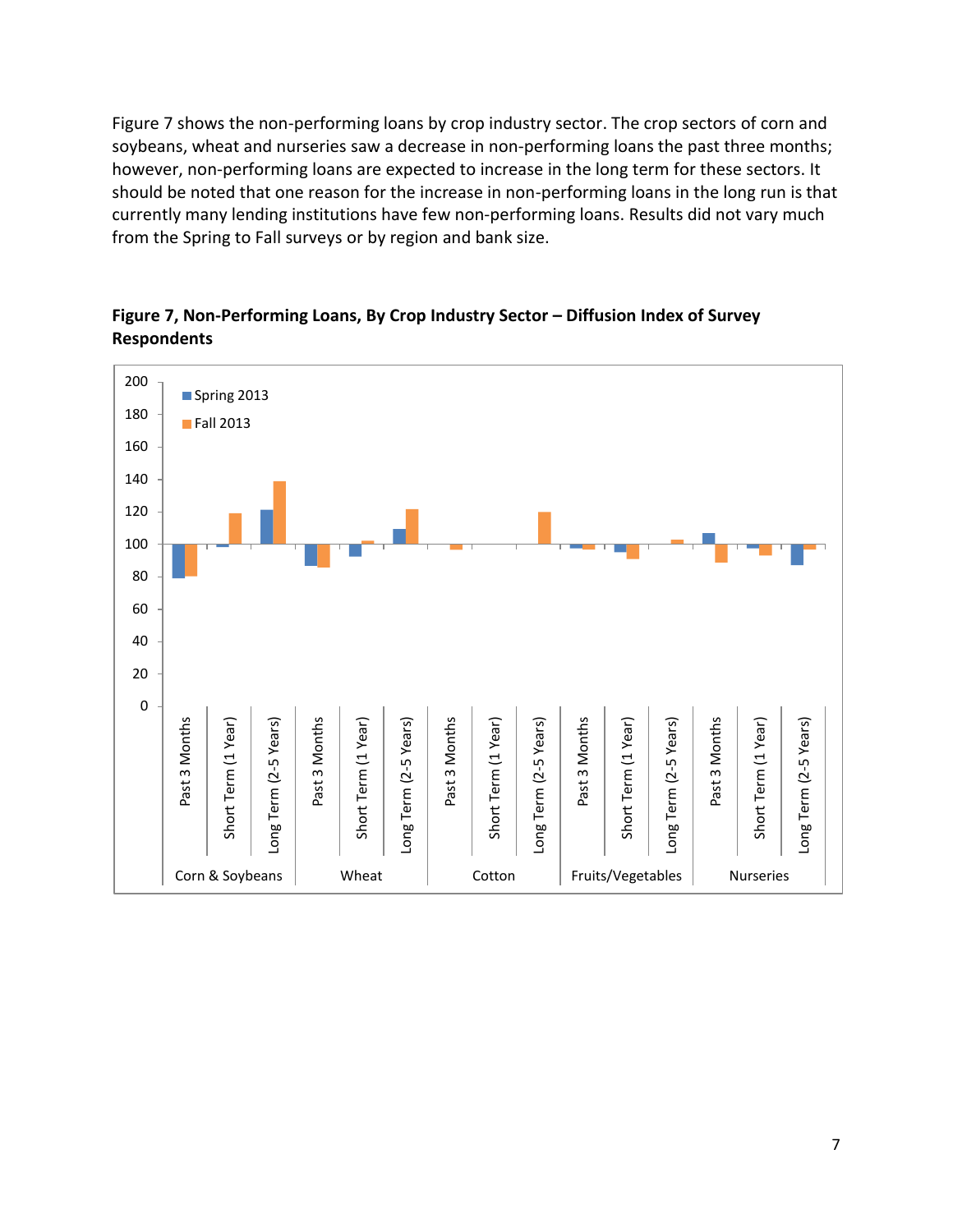Figure 7 shows the non-performing loans by crop industry sector. The crop sectors of corn and soybeans, wheat and nurseries saw a decrease in non-performing loans the past three months; however, non-performing loans are expected to increase in the long term for these sectors. It should be noted that one reason for the increase in non-performing loans in the long run is that currently many lending institutions have few non-performing loans. Results did not vary much from the Spring to Fall surveys or by region and bank size.

**Figure 7, Non-Performing Loans, By Crop Industry Sector – Diffusion Index of Survey Respondents**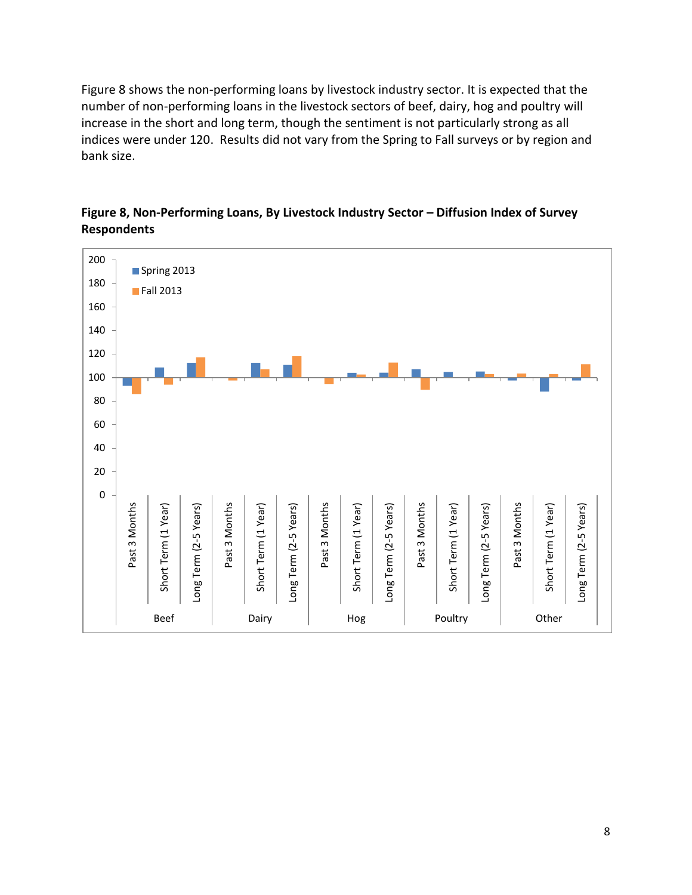Figure 8 shows the non-performing loans by livestock industry sector. It is expected that the number of non-performing loans in the livestock sectors of beef, dairy, hog and poultry will increase in the short and long term, though the sentiment is not particularly strong as all indices were under 120. Results did not vary from the Spring to Fall surveys or by region and bank size.

**Figure 8, Non-Performing Loans, By Livestock Industry Sector – Diffusion Index of Survey Respondents**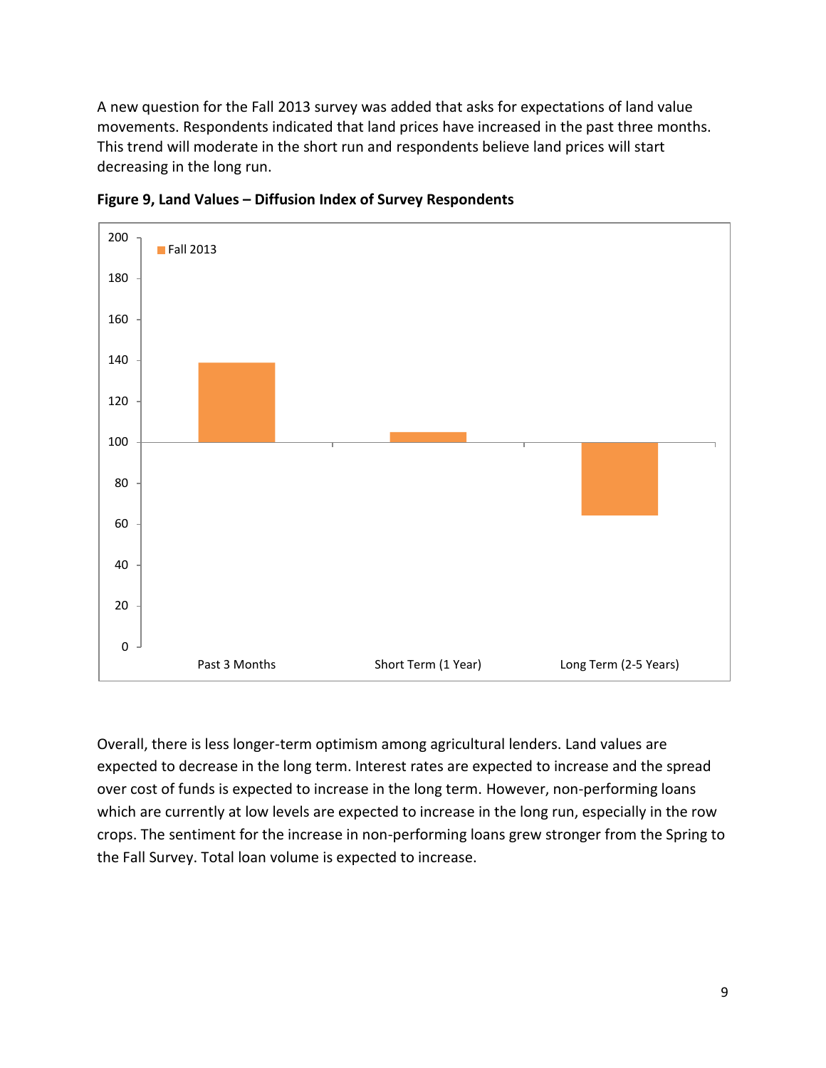A new question for the Fall 2013 survey was added that asks for expectations of land value movements. Respondents indicated that land prices have increased in the past three months. This trend will moderate in the short run and respondents believe land prices will start decreasing in the long run.

**Figure 9, Land Values – Diffusion Index of Survey Respondents**

Overall, there is less longer-term optimism among agricultural lenders. Land values are expected to decrease in the long term. Interest rates are expected to increase and the spread over cost of funds is expected to increase in the long term. However, non-performing loans which are currently at low levels are expected to increase in the long run, especially in the row crops. The sentiment for the increase in non-performing loans grew stronger from the Spring to the Fall Survey. Total loan volume is expected to increase.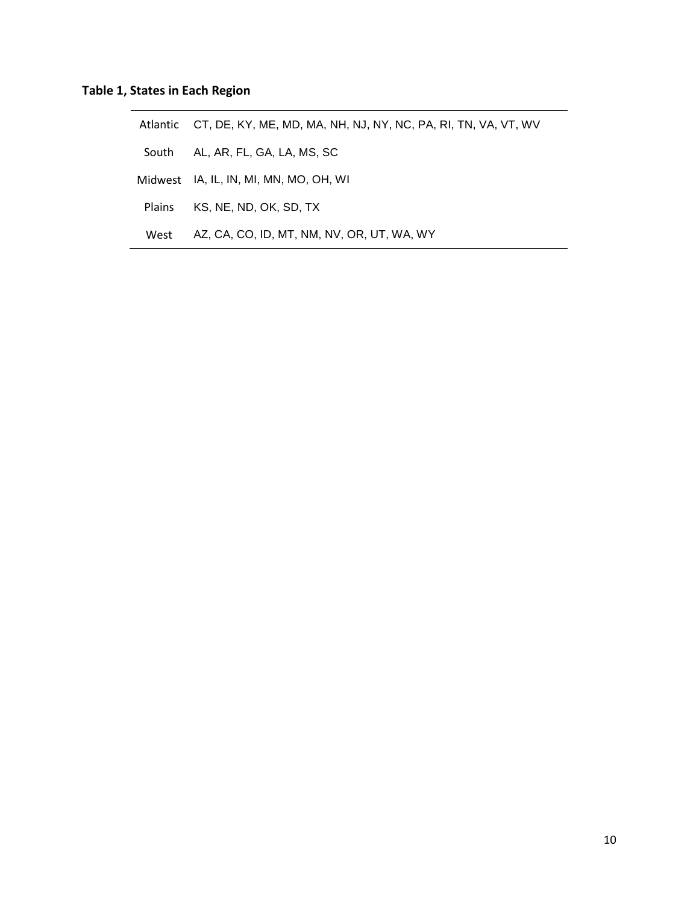**Table 1, States in Each Region**

| | |
|---|---|
| Atlantic | CT, DE, KY, ME, MD, MA, NH, NJ, NY, NC, PA, RI, TN, VA, VT, WV |
| South | AL, AR, FL, GA, LA, MS, SC |
| Midwest | IA, IL, IN, MI, MN, MO, OH, WI |
| Plains | KS, NE, ND, OK, SD, TX |
| West | AZ, CA, CO, ID, MT, NM, NV, OR, UT, WA, WY |